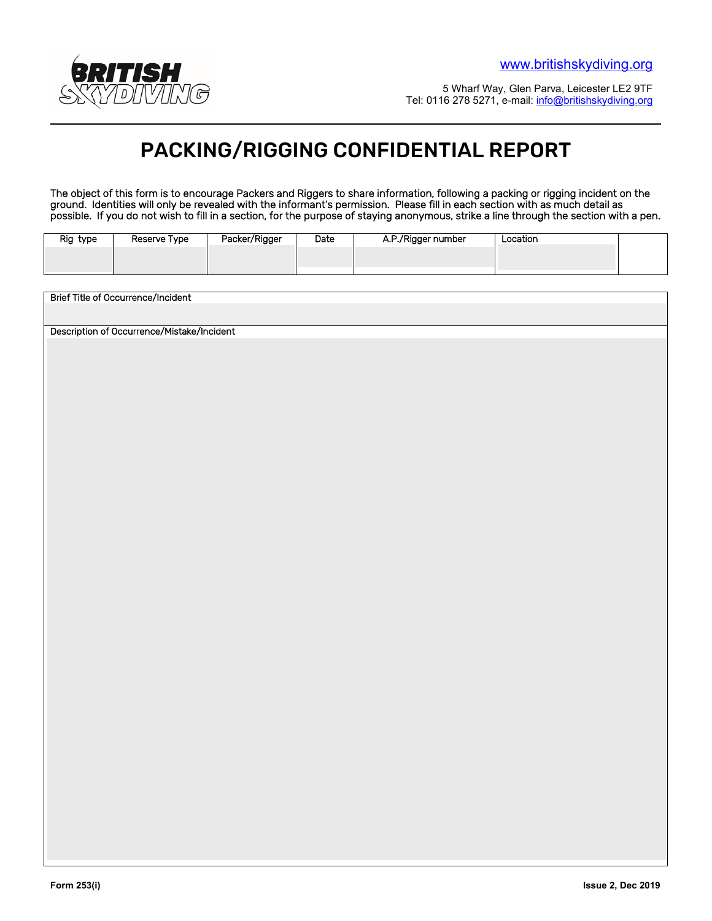**BRITISH SKYDIVING**

www.britishskydiving.org

5 Wharf Way, Glen Parva, Leicester LE2 9TF
Tel: 0116 278 5271, e-mail: info@britishskydiving.org

# PACKING/RIGGING CONFIDENTIAL REPORT

The object of this form is to encourage Packers and Riggers to share information, following a packing or rigging incident on the ground. Identities will only be revealed with the informant's permission. Please fill in each section with as much detail as possible. If you do not wish to fill in a section, for the purpose of staying anonymous, strike a line through the section with a pen.

| Rig type | Reserve Type | Packer/Rigger | Date | A.P./Rigger number | Location | |
|---|---|---|---|---|---|---|
| | | | | | | |

| Brief Title of Occurrence/Incident |
|---|
| |
| Description of Occurrence/Mistake/Incident |
| |

Form 253(i)

Issue 2, Dec 2019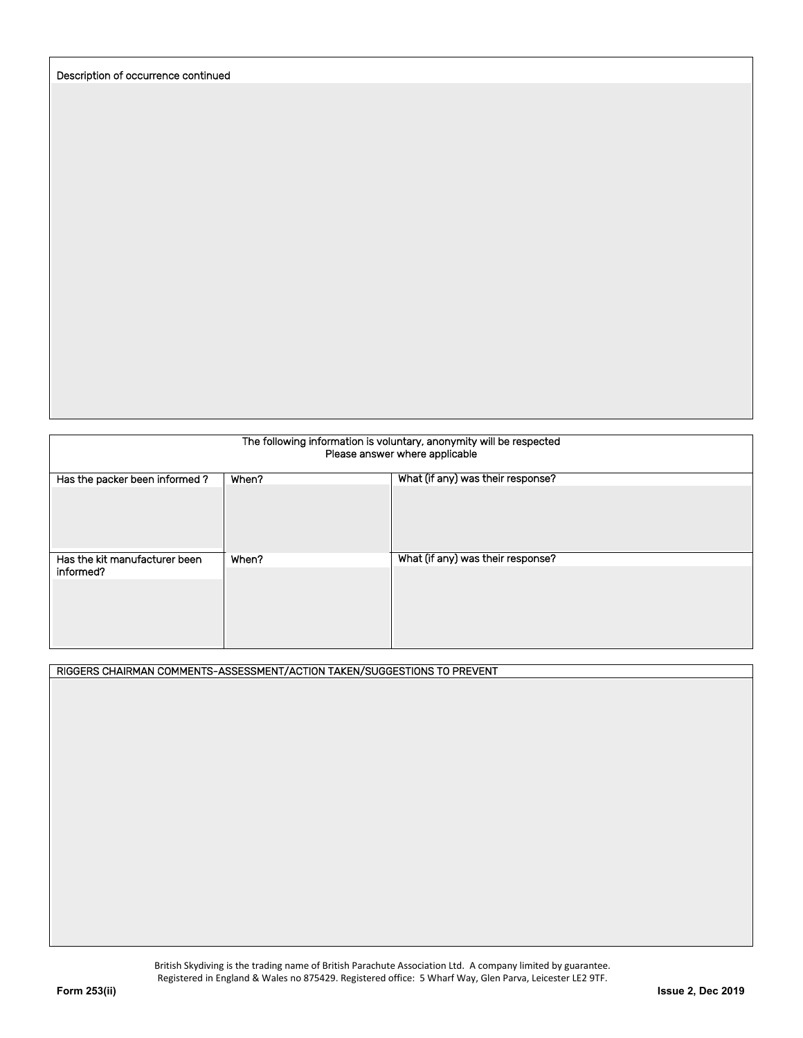Description of occurrence continued

| The following information is voluntary, anonymity will be respected<br>Please answer where applicable | | |
|---|---|---|
| Has the packer been informed ? | When? | What (if any) was their response? |
| | | |
| Has the kit manufacturer been informed? | When? | What (if any) was their response? |
| | | |

RIGGERS CHAIRMAN COMMENTS–ASSESSMENT/ACTION TAKEN/SUGGESTIONS TO PREVENT

British Skydiving is the trading name of British Parachute Association Ltd. A company limited by guarantee.
Registered in England & Wales no 875429. Registered office: 5 Wharf Way, Glen Parva, Leicester LE2 9TF.

Form 253(ii)

Issue 2, Dec 2019